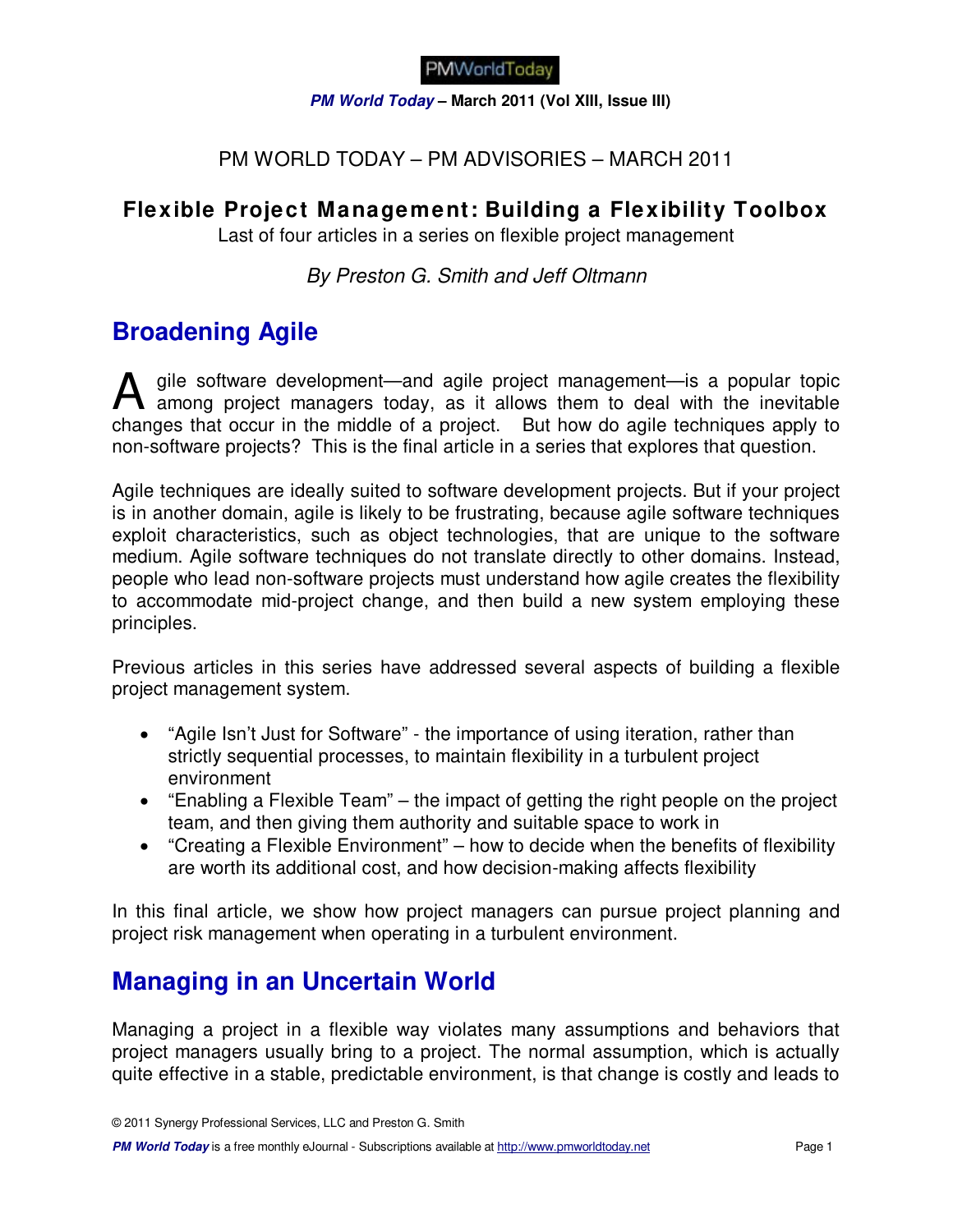PM WORLD TODAY – PM ADVISORIES – MARCH 2011

# Flexible Project Management: Building a Flexibility Toolbox

Last of four articles in a series on flexible project management

*By Preston G. Smith and Jeff Oltmann*

## Broadening Agile

Agile software development—and agile project management—is a popular topic among project managers today, as it allows them to deal with the inevitable changes that occur in the middle of a project. But how do agile techniques apply to non-software projects? This is the final article in a series that explores that question.

Agile techniques are ideally suited to software development projects. But if your project is in another domain, agile is likely to be frustrating, because agile software techniques exploit characteristics, such as object technologies, that are unique to the software medium. Agile software techniques do not translate directly to other domains. Instead, people who lead non-software projects must understand how agile creates the flexibility to accommodate mid-project change, and then build a new system employing these principles.

Previous articles in this series have addressed several aspects of building a flexible project management system.

- "Agile Isn't Just for Software" - the importance of using iteration, rather than strictly sequential processes, to maintain flexibility in a turbulent project environment
- "Enabling a Flexible Team" – the impact of getting the right people on the project team, and then giving them authority and suitable space to work in
- "Creating a Flexible Environment" – how to decide when the benefits of flexibility are worth its additional cost, and how decision-making affects flexibility

In this final article, we show how project managers can pursue project planning and project risk management when operating in a turbulent environment.

## Managing in an Uncertain World

Managing a project in a flexible way violates many assumptions and behaviors that project managers usually bring to a project. The normal assumption, which is actually quite effective in a stable, predictable environment, is that change is costly and leads to

© 2011 Synergy Professional Services, LLC and Preston G. Smith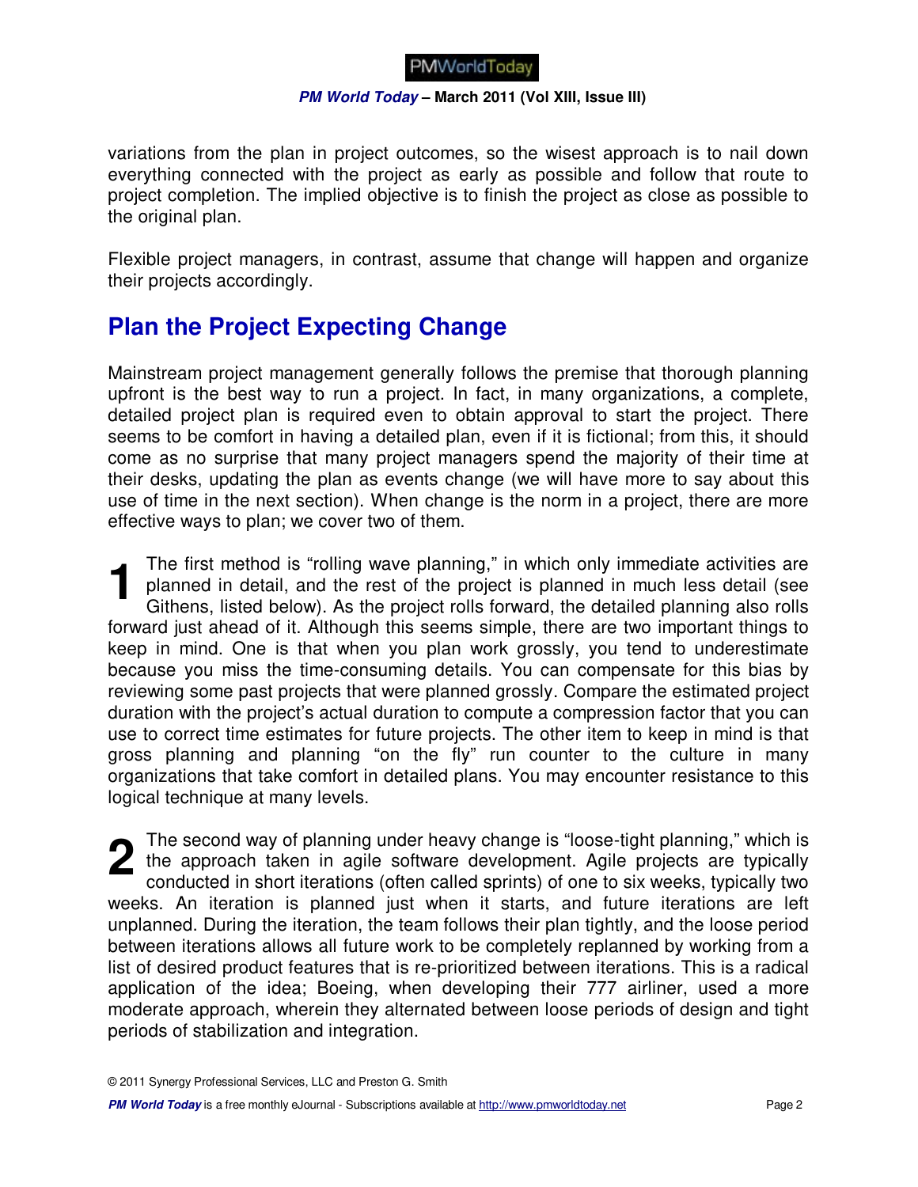variations from the plan in project outcomes, so the wisest approach is to nail down everything connected with the project as early as possible and follow that route to project completion. The implied objective is to finish the project as close as possible to the original plan.

Flexible project managers, in contrast, assume that change will happen and organize their projects accordingly.

## Plan the Project Expecting Change

Mainstream project management generally follows the premise that thorough planning upfront is the best way to run a project. In fact, in many organizations, a complete, detailed project plan is required even to obtain approval to start the project. There seems to be comfort in having a detailed plan, even if it is fictional; from this, it should come as no surprise that many project managers spend the majority of their time at their desks, updating the plan as events change (we will have more to say about this use of time in the next section). When change is the norm in a project, there are more effective ways to plan; we cover two of them.

**1** The first method is "rolling wave planning," in which only immediate activities are planned in detail, and the rest of the project is planned in much less detail (see Githens, listed below). As the project rolls forward, the detailed planning also rolls forward just ahead of it. Although this seems simple, there are two important things to keep in mind. One is that when you plan work grossly, you tend to underestimate because you miss the time-consuming details. You can compensate for this bias by reviewing some past projects that were planned grossly. Compare the estimated project duration with the project's actual duration to compute a compression factor that you can use to correct time estimates for future projects. The other item to keep in mind is that gross planning and planning "on the fly" run counter to the culture in many organizations that take comfort in detailed plans. You may encounter resistance to this logical technique at many levels.

**2** The second way of planning under heavy change is "loose-tight planning," which is the approach taken in agile software development. Agile projects are typically conducted in short iterations (often called sprints) of one to six weeks, typically two weeks. An iteration is planned just when it starts, and future iterations are left unplanned. During the iteration, the team follows their plan tightly, and the loose period between iterations allows all future work to be completely replanned by working from a list of desired product features that is re-prioritized between iterations. This is a radical application of the idea; Boeing, when developing their 777 airliner, used a more moderate approach, wherein they alternated between loose periods of design and tight periods of stabilization and integration.

© 2011 Synergy Professional Services, LLC and Preston G. Smith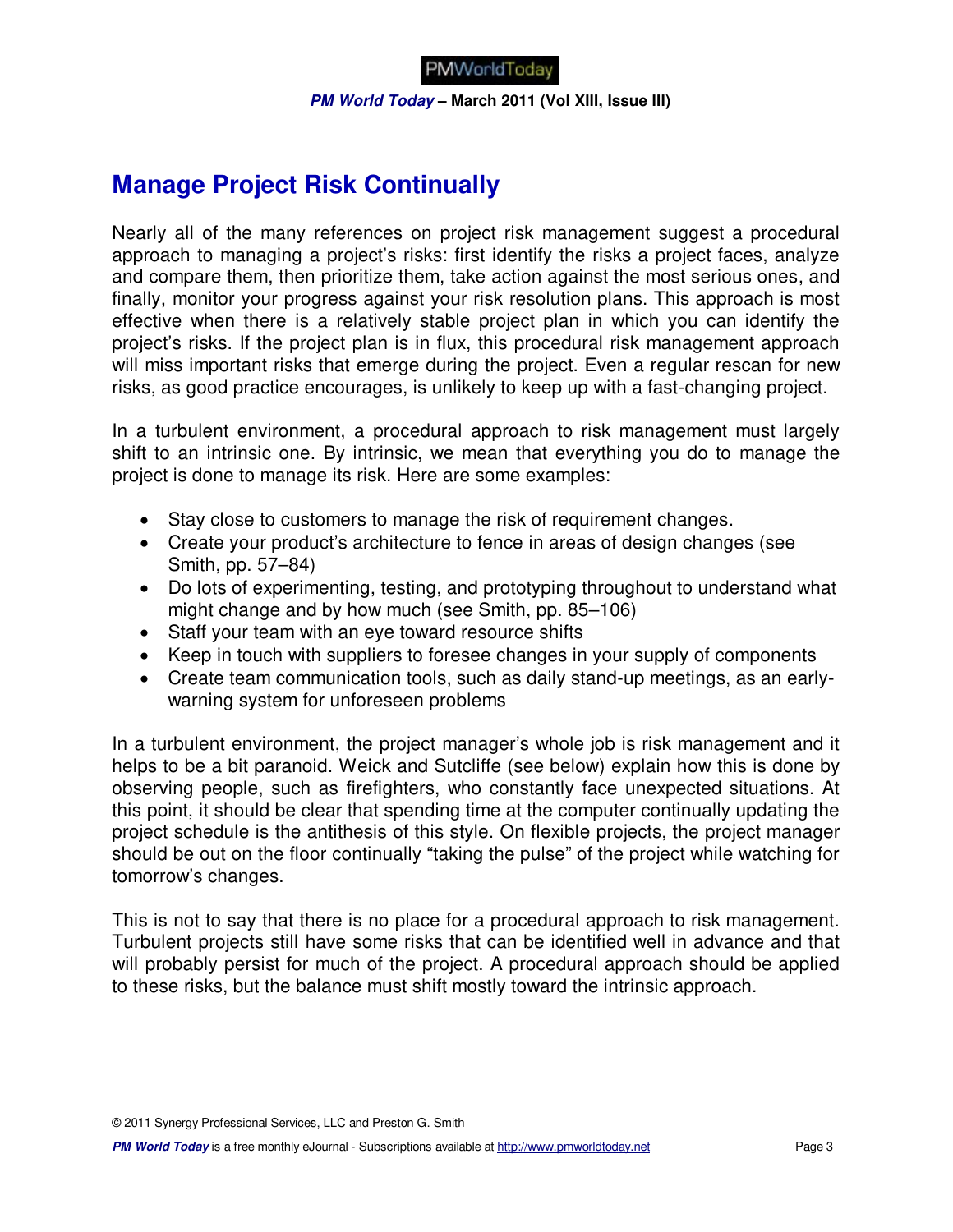## Manage Project Risk Continually

Nearly all of the many references on project risk management suggest a procedural approach to managing a project's risks: first identify the risks a project faces, analyze and compare them, then prioritize them, take action against the most serious ones, and finally, monitor your progress against your risk resolution plans. This approach is most effective when there is a relatively stable project plan in which you can identify the project's risks. If the project plan is in flux, this procedural risk management approach will miss important risks that emerge during the project. Even a regular rescan for new risks, as good practice encourages, is unlikely to keep up with a fast-changing project.

In a turbulent environment, a procedural approach to risk management must largely shift to an intrinsic one. By intrinsic, we mean that everything you do to manage the project is done to manage its risk. Here are some examples:

- Stay close to customers to manage the risk of requirement changes.
- Create your product's architecture to fence in areas of design changes (see Smith, pp. 57–84)
- Do lots of experimenting, testing, and prototyping throughout to understand what might change and by how much (see Smith, pp. 85–106)
- Staff your team with an eye toward resource shifts
- Keep in touch with suppliers to foresee changes in your supply of components
- Create team communication tools, such as daily stand-up meetings, as an early-warning system for unforeseen problems

In a turbulent environment, the project manager's whole job is risk management and it helps to be a bit paranoid. Weick and Sutcliffe (see below) explain how this is done by observing people, such as firefighters, who constantly face unexpected situations. At this point, it should be clear that spending time at the computer continually updating the project schedule is the antithesis of this style. On flexible projects, the project manager should be out on the floor continually "taking the pulse" of the project while watching for tomorrow's changes.

This is not to say that there is no place for a procedural approach to risk management. Turbulent projects still have some risks that can be identified well in advance and that will probably persist for much of the project. A procedural approach should be applied to these risks, but the balance must shift mostly toward the intrinsic approach.

© 2011 Synergy Professional Services, LLC and Preston G. Smith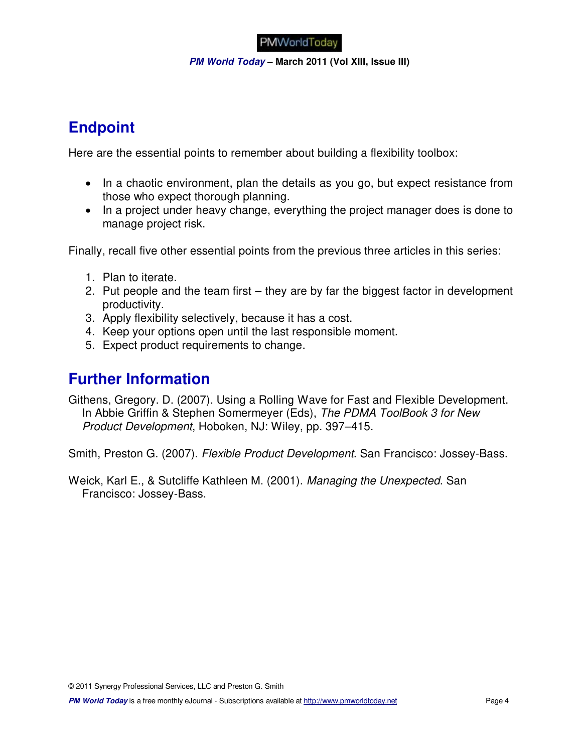## Endpoint

Here are the essential points to remember about building a flexibility toolbox:

- In a chaotic environment, plan the details as you go, but expect resistance from those who expect thorough planning.
- In a project under heavy change, everything the project manager does is done to manage project risk.

Finally, recall five other essential points from the previous three articles in this series:

1. Plan to iterate.
2. Put people and the team first – they are by far the biggest factor in development productivity.
3. Apply flexibility selectively, because it has a cost.
4. Keep your options open until the last responsible moment.
5. Expect product requirements to change.

## Further Information

Githens, Gregory. D. (2007). Using a Rolling Wave for Fast and Flexible Development. In Abbie Griffin & Stephen Somermeyer (Eds), *The PDMA ToolBook 3 for New Product Development*, Hoboken, NJ: Wiley, pp. 397–415.

Smith, Preston G. (2007). *Flexible Product Development*. San Francisco: Jossey-Bass.

Weick, Karl E., & Sutcliffe Kathleen M. (2001). *Managing the Unexpected*. San Francisco: Jossey-Bass.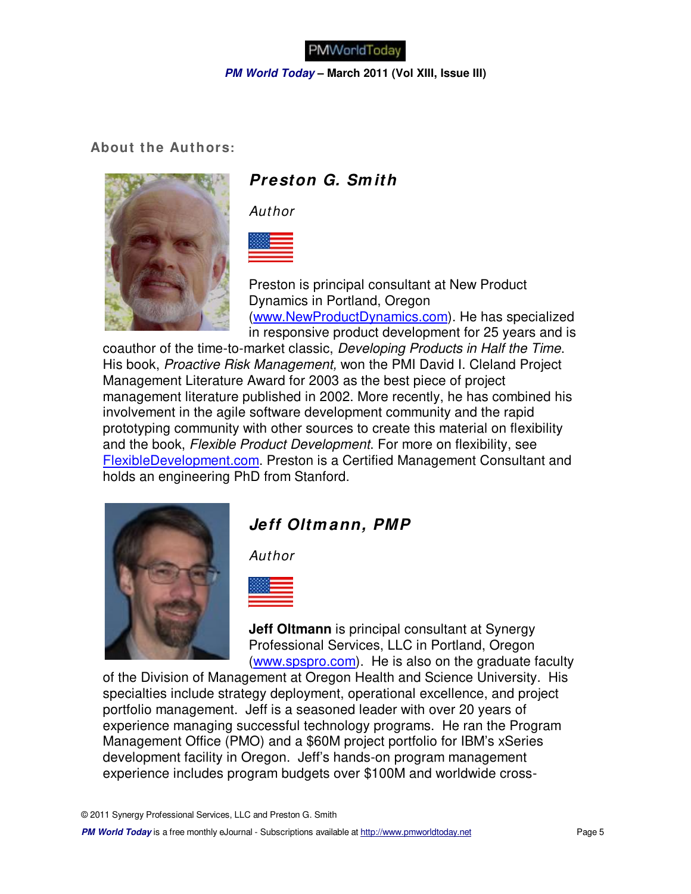## About the Authors:

### *Preston G. Smith*

*Author*

Preston is principal consultant at New Product Dynamics in Portland, Oregon (www.NewProductDynamics.com). He has specialized in responsive product development for 25 years and is coauthor of the time-to-market classic, *Developing Products in Half the Time*. His book, *Proactive Risk Management,* won the PMI David I. Cleland Project Management Literature Award for 2003 as the best piece of project management literature published in 2002. More recently, he has combined his involvement in the agile software development community and the rapid prototyping community with other sources to create this material on flexibility and the book, *Flexible Product Development*. For more on flexibility, see FlexibleDevelopment.com. Preston is a Certified Management Consultant and holds an engineering PhD from Stanford.

### *Jeff Oltmann, PMP*

*Author*

**Jeff Oltmann** is principal consultant at Synergy Professional Services, LLC in Portland, Oregon (www.spspro.com). He is also on the graduate faculty of the Division of Management at Oregon Health and Science University. His specialties include strategy deployment, operational excellence, and project portfolio management. Jeff is a seasoned leader with over 20 years of experience managing successful technology programs. He ran the Program Management Office (PMO) and a $60M project portfolio for IBM's xSeries development facility in Oregon. Jeff's hands-on program management experience includes program budgets over $100M and worldwide cross-

© 2011 Synergy Professional Services, LLC and Preston G. Smith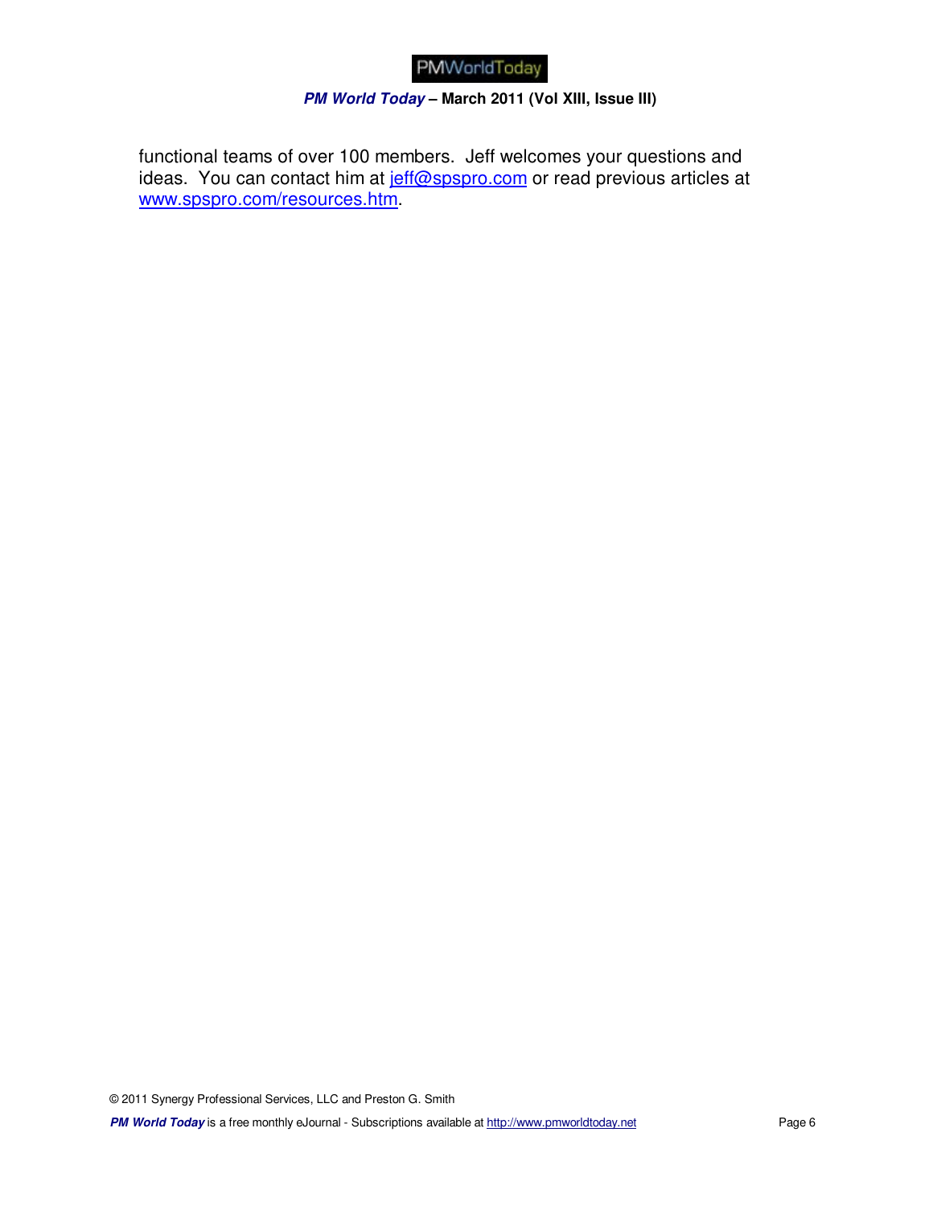functional teams of over 100 members. Jeff welcomes your questions and ideas. You can contact him at jeff@spspro.com or read previous articles at www.spspro.com/resources.htm.

© 2011 Synergy Professional Services, LLC and Preston G. Smith